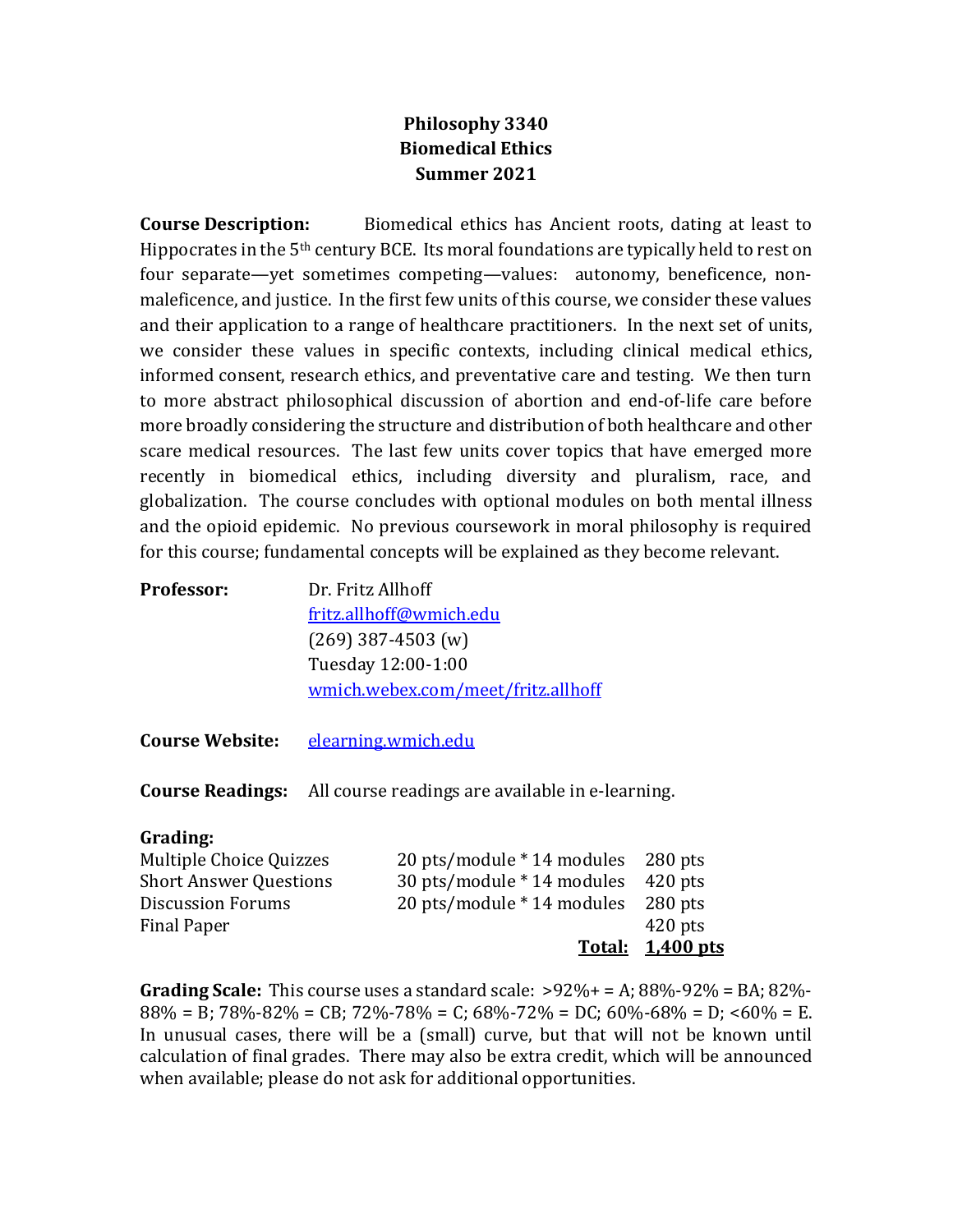# Philosophy 3340
## Biomedical Ethics
### Summer 2021

**Course Description:** Biomedical ethics has Ancient roots, dating at least to Hippocrates in the 5th century BCE. Its moral foundations are typically held to rest on four separate—yet sometimes competing—values: autonomy, beneficence, non-maleficence, and justice. In the first few units of this course, we consider these values and their application to a range of healthcare practitioners. In the next set of units, we consider these values in specific contexts, including clinical medical ethics, informed consent, research ethics, and preventative care and testing. We then turn to more abstract philosophical discussion of abortion and end-of-life care before more broadly considering the structure and distribution of both healthcare and other scare medical resources. The last few units cover topics that have emerged more recently in biomedical ethics, including diversity and pluralism, race, and globalization. The course concludes with optional modules on both mental illness and the opioid epidemic. No previous coursework in moral philosophy is required for this course; fundamental concepts will be explained as they become relevant.

**Professor:** Dr. Fritz Allhoff
fritz.allhoff@wmich.edu
(269) 387-4503 (w)
Tuesday 12:00-1:00
wmich.webex.com/meet/fritz.allhoff

**Course Website:** elearning.wmich.edu

**Course Readings:** All course readings are available in e-learning.

**Grading:**

| | | |
|---|---|---|
| Multiple Choice Quizzes | 20 pts/module * 14 modules | 280 pts |
| Short Answer Questions | 30 pts/module * 14 modules | 420 pts |
| Discussion Forums | 20 pts/module * 14 modules | 280 pts |
| Final Paper | | 420 pts |
| | **Total:** | **1,400 pts** |

**Grading Scale:** This course uses a standard scale: >92%+ = A; 88%-92% = BA; 82%-88% = B; 78%-82% = CB; 72%-78% = C; 68%-72% = DC; 60%-68% = D; <60% = E. In unusual cases, there will be a (small) curve, but that will not be known until calculation of final grades. There may also be extra credit, which will be announced when available; please do not ask for additional opportunities.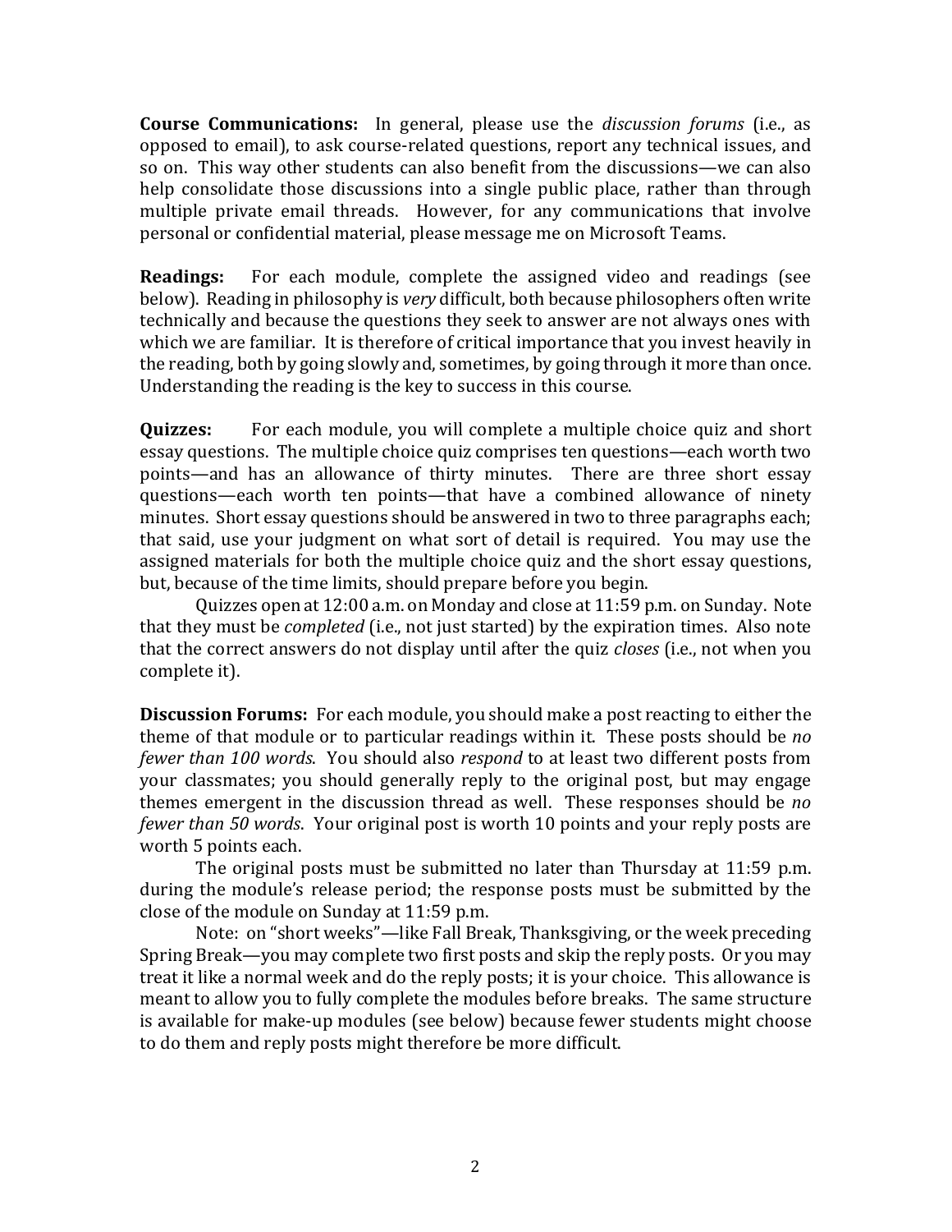**Course Communications:** In general, please use the *discussion forums* (i.e., as opposed to email), to ask course-related questions, report any technical issues, and so on. This way other students can also benefit from the discussions—we can also help consolidate those discussions into a single public place, rather than through multiple private email threads. However, for any communications that involve personal or confidential material, please message me on Microsoft Teams.

**Readings:** For each module, complete the assigned video and readings (see below). Reading in philosophy is *very* difficult, both because philosophers often write technically and because the questions they seek to answer are not always ones with which we are familiar. It is therefore of critical importance that you invest heavily in the reading, both by going slowly and, sometimes, by going through it more than once. Understanding the reading is the key to success in this course.

**Quizzes:** For each module, you will complete a multiple choice quiz and short essay questions. The multiple choice quiz comprises ten questions—each worth two points—and has an allowance of thirty minutes. There are three short essay questions—each worth ten points—that have a combined allowance of ninety minutes. Short essay questions should be answered in two to three paragraphs each; that said, use your judgment on what sort of detail is required. You may use the assigned materials for both the multiple choice quiz and the short essay questions, but, because of the time limits, should prepare before you begin.

Quizzes open at 12:00 a.m. on Monday and close at 11:59 p.m. on Sunday. Note that they must be *completed* (i.e., not just started) by the expiration times. Also note that the correct answers do not display until after the quiz *closes* (i.e., not when you complete it).

**Discussion Forums:** For each module, you should make a post reacting to either the theme of that module or to particular readings within it. These posts should be *no fewer than 100 words*. You should also *respond* to at least two different posts from your classmates; you should generally reply to the original post, but may engage themes emergent in the discussion thread as well. These responses should be *no fewer than 50 words*. Your original post is worth 10 points and your reply posts are worth 5 points each.

The original posts must be submitted no later than Thursday at 11:59 p.m. during the module's release period; the response posts must be submitted by the close of the module on Sunday at 11:59 p.m.

Note: on "short weeks"—like Fall Break, Thanksgiving, or the week preceding Spring Break—you may complete two first posts and skip the reply posts. Or you may treat it like a normal week and do the reply posts; it is your choice. This allowance is meant to allow you to fully complete the modules before breaks. The same structure is available for make-up modules (see below) because fewer students might choose to do them and reply posts might therefore be more difficult.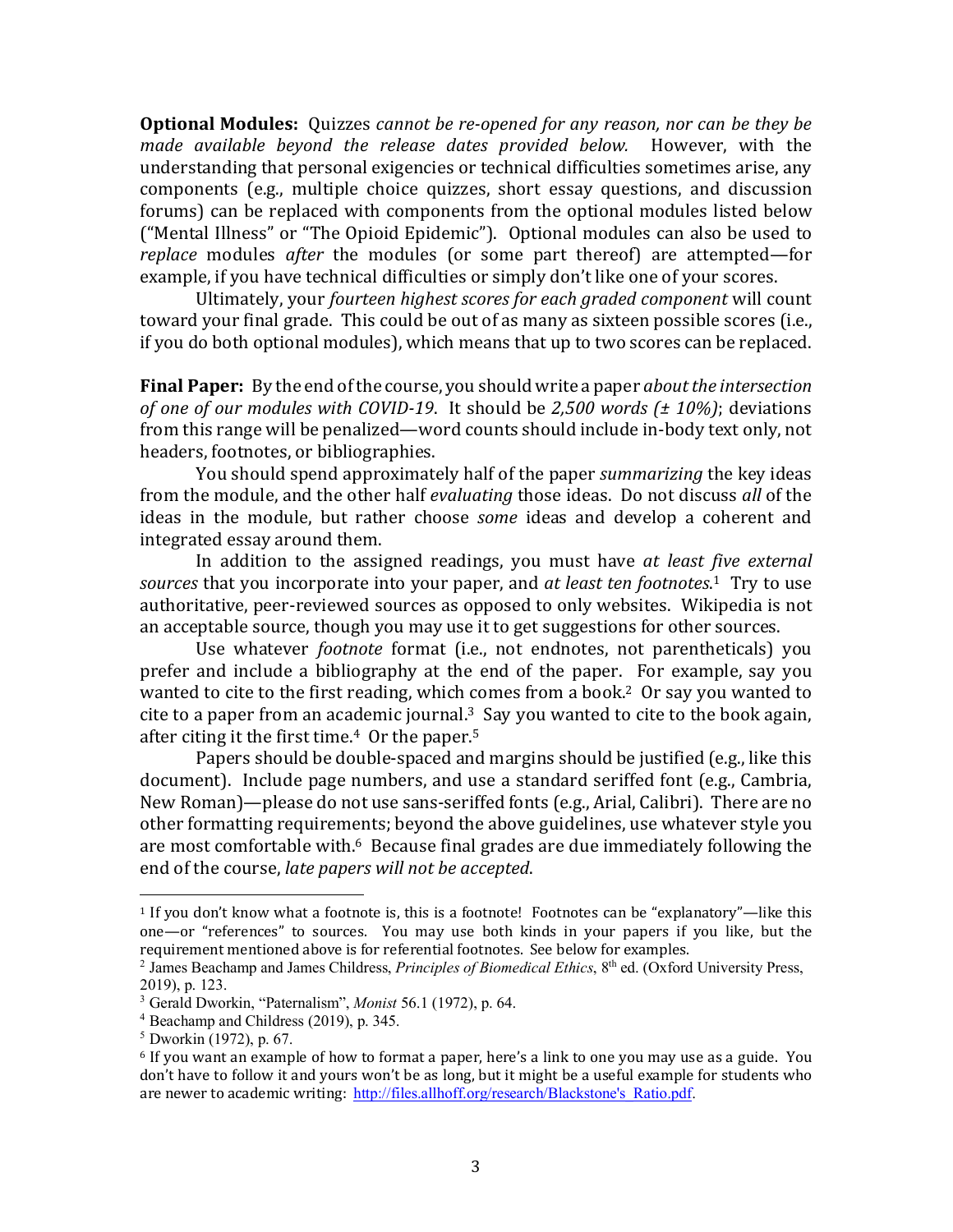**Optional Modules:** Quizzes *cannot be re-opened for any reason, nor can be they be made available beyond the release dates provided below.* However, with the understanding that personal exigencies or technical difficulties sometimes arise, any components (e.g., multiple choice quizzes, short essay questions, and discussion forums) can be replaced with components from the optional modules listed below ("Mental Illness" or "The Opioid Epidemic"). Optional modules can also be used to *replace* modules *after* the modules (or some part thereof) are attempted—for example, if you have technical difficulties or simply don't like one of your scores.

Ultimately, your *fourteen highest scores for each graded component* will count toward your final grade. This could be out of as many as sixteen possible scores (i.e., if you do both optional modules), which means that up to two scores can be replaced.

**Final Paper:** By the end of the course, you should write a paper *about the intersection of one of our modules with COVID-19*. It should be *2,500 words (± 10%)*; deviations from this range will be penalized—word counts should include in-body text only, not headers, footnotes, or bibliographies.

You should spend approximately half of the paper *summarizing* the key ideas from the module, and the other half *evaluating* those ideas. Do not discuss *all* of the ideas in the module, but rather choose *some* ideas and develop a coherent and integrated essay around them.

In addition to the assigned readings, you must have *at least five external sources* that you incorporate into your paper, and *at least ten footnotes*.[1] Try to use authoritative, peer-reviewed sources as opposed to only websites. Wikipedia is not an acceptable source, though you may use it to get suggestions for other sources.

Use whatever *footnote* format (i.e., not endnotes, not parentheticals) you prefer and include a bibliography at the end of the paper. For example, say you wanted to cite to the first reading, which comes from a book.[2] Or say you wanted to cite to a paper from an academic journal.[3] Say you wanted to cite to the book again, after citing it the first time.[4] Or the paper.[5]

Papers should be double-spaced and margins should be justified (e.g., like this document). Include page numbers, and use a standard seriffed font (e.g., Cambria, New Roman)—please do not use sans-seriffed fonts (e.g., Arial, Calibri). There are no other formatting requirements; beyond the above guidelines, use whatever style you are most comfortable with.[6] Because final grades are due immediately following the end of the course, *late papers will not be accepted*.

---

[1] If you don't know what a footnote is, this is a footnote! Footnotes can be "explanatory"—like this one—or "references" to sources. You may use both kinds in your papers if you like, but the requirement mentioned above is for referential footnotes. See below for examples.

[2] James Beachamp and James Childress, *Principles of Biomedical Ethics*, 8th ed. (Oxford University Press, 2019), p. 123.

[3] Gerald Dworkin, "Paternalism", *Monist* 56.1 (1972), p. 64.

[4] Beachamp and Childress (2019), p. 345.

[5] Dworkin (1972), p. 67.

[6] If you want an example of how to format a paper, here's a link to one you may use as a guide. You don't have to follow it and yours won't be as long, but it might be a useful example for students who are newer to academic writing: http://files.allhoff.org/research/Blackstone's_Ratio.pdf.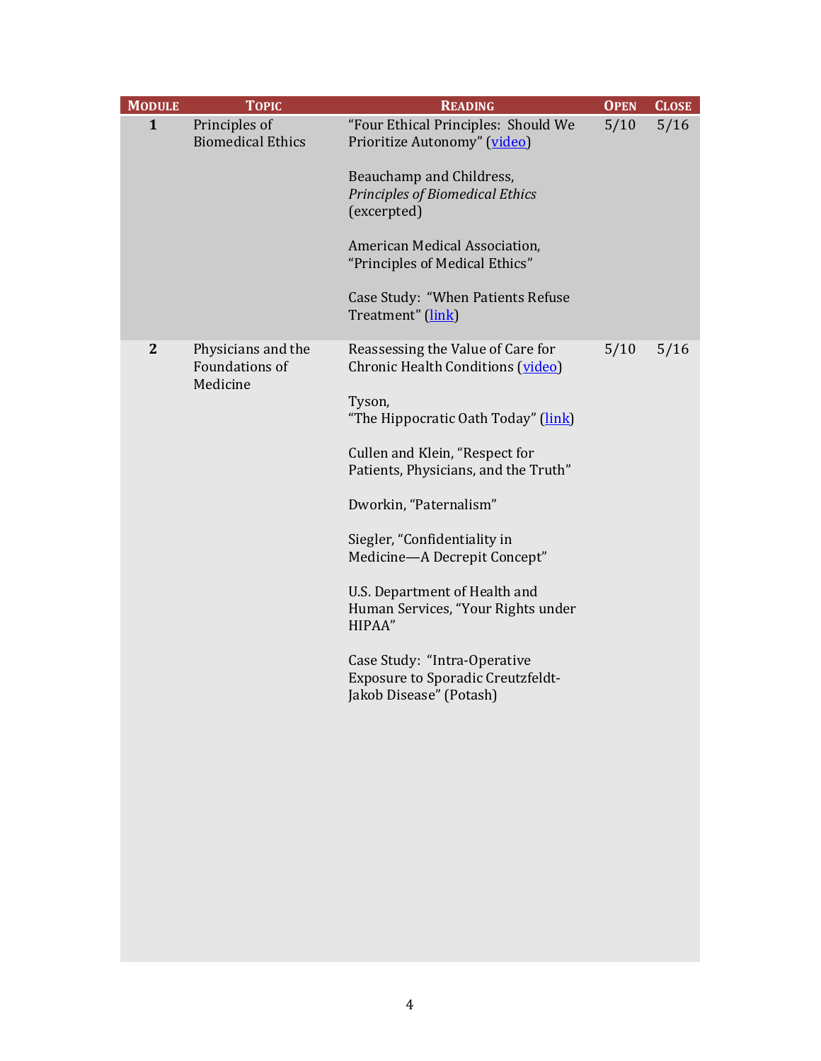| Module | Topic | Reading | Open | Close |
|---|---|---|---|---|
| **1** | Principles of Biomedical Ethics | "Four Ethical Principles: Should We Prioritize Autonomy" (video)<br><br>Beauchamp and Childress, *Principles of Biomedical Ethics* (excerpted)<br><br>American Medical Association, "Principles of Medical Ethics"<br><br>Case Study: "When Patients Refuse Treatment" (link) | 5/10 | 5/16 |
| **2** | Physicians and the Foundations of Medicine | Reassessing the Value of Care for Chronic Health Conditions (video)<br><br>Tyson, "The Hippocratic Oath Today" (link)<br><br>Cullen and Klein, "Respect for Patients, Physicians, and the Truth"<br><br>Dworkin, "Paternalism"<br><br>Siegler, "Confidentiality in Medicine—A Decrepit Concept"<br><br>U.S. Department of Health and Human Services, "Your Rights under HIPAA"<br><br>Case Study: "Intra-Operative Exposure to Sporadic Creutzfeldt-Jakob Disease" (Potash) | 5/10 | 5/16 |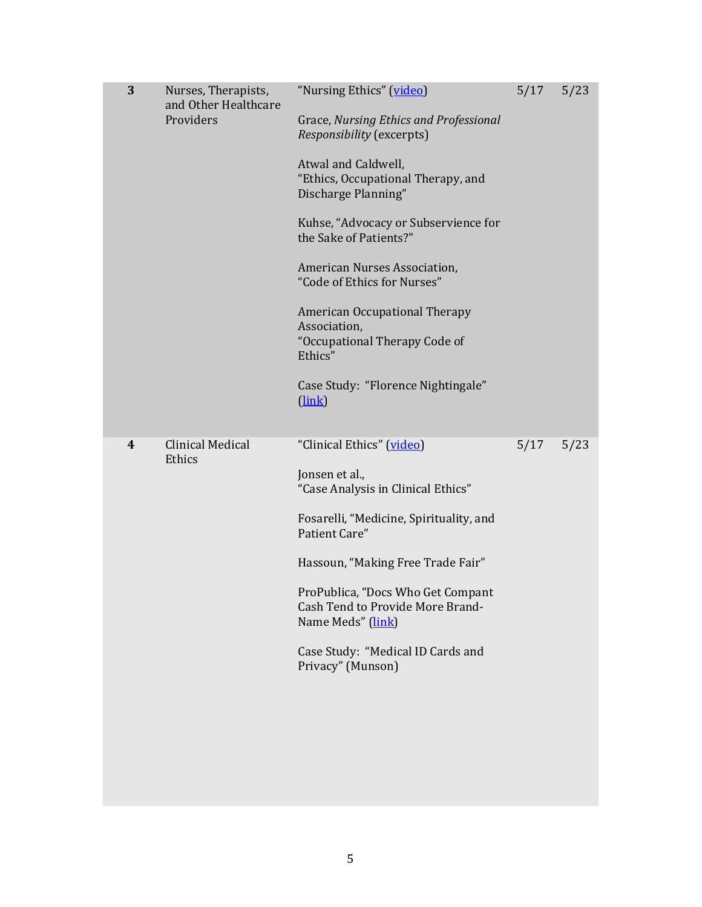| | | | | |
|---|---|---|---|---|
| **3** | Nurses, Therapists, and Other Healthcare Providers | "Nursing Ethics" (video)<br><br>Grace, *Nursing Ethics and Professional Responsibility* (excerpts)<br><br>Atwal and Caldwell, "Ethics, Occupational Therapy, and Discharge Planning"<br><br>Kuhse, "Advocacy or Subservience for the Sake of Patients?"<br><br>American Nurses Association, "Code of Ethics for Nurses"<br><br>American Occupational Therapy Association, "Occupational Therapy Code of Ethics"<br><br>Case Study: "Florence Nightingale" (link) | 5/17 | 5/23 |
| **4** | Clinical Medical Ethics | "Clinical Ethics" (video)<br><br>Jonsen et al., "Case Analysis in Clinical Ethics"<br><br>Fosarelli, "Medicine, Spirituality, and Patient Care"<br><br>Hassoun, "Making Free Trade Fair"<br><br>ProPublica, "Docs Who Get Compant Cash Tend to Provide More Brand-Name Meds" (link)<br><br>Case Study: "Medical ID Cards and Privacy" (Munson) | 5/17 | 5/23 |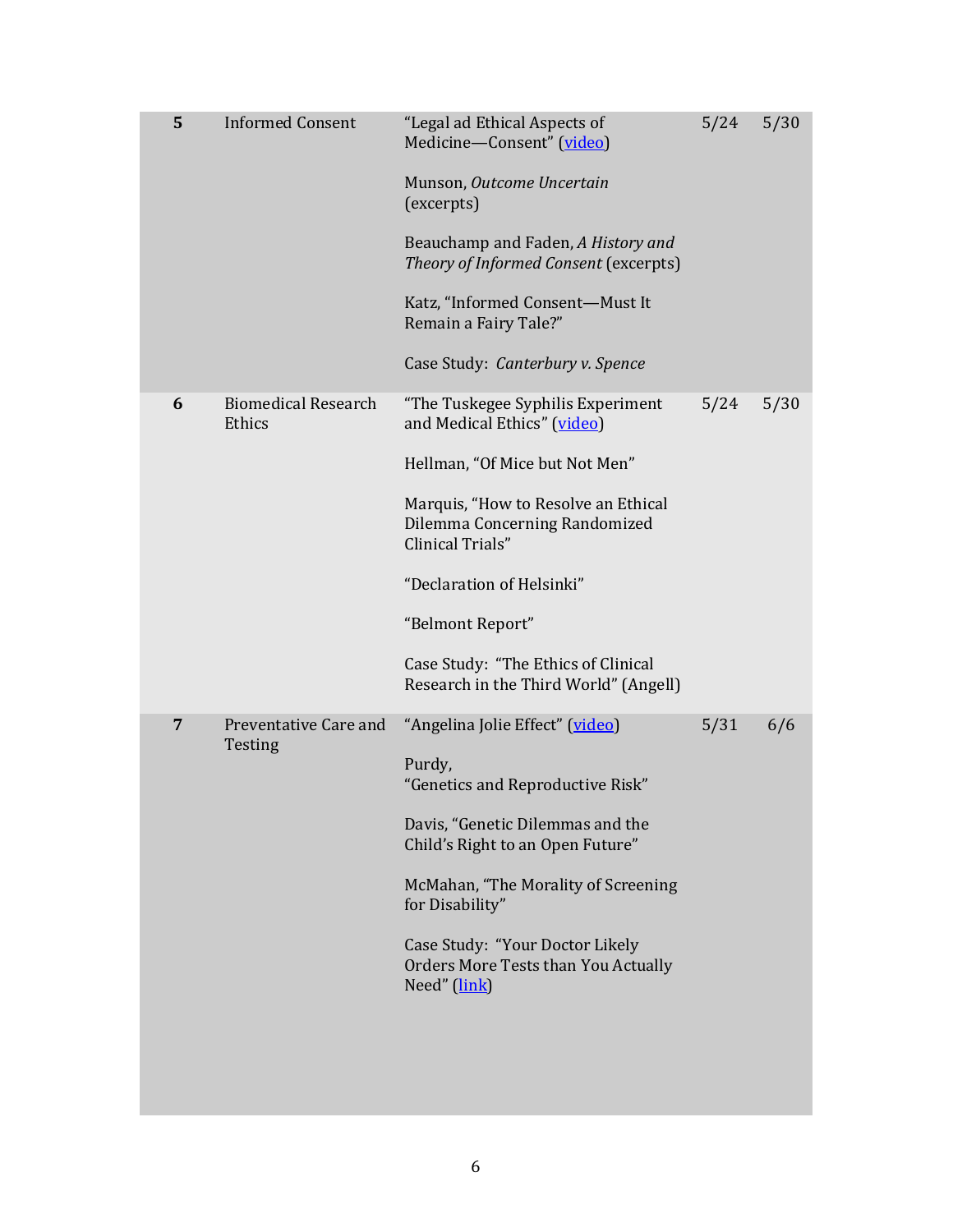| | | | | |
|---|---|---|---|---|
| **5** | Informed Consent | "Legal ad Ethical Aspects of Medicine—Consent" (video)<br><br>Munson, *Outcome Uncertain* (excerpts)<br><br>Beauchamp and Faden, *A History and Theory of Informed Consent* (excerpts)<br><br>Katz, "Informed Consent—Must It Remain a Fairy Tale?"<br><br>Case Study: *Canterbury v. Spence* | 5/24 | 5/30 |
| **6** | Biomedical Research Ethics | "The Tuskegee Syphilis Experiment and Medical Ethics" (video)<br><br>Hellman, "Of Mice but Not Men"<br><br>Marquis, "How to Resolve an Ethical Dilemma Concerning Randomized Clinical Trials"<br><br>"Declaration of Helsinki"<br><br>"Belmont Report"<br><br>Case Study: "The Ethics of Clinical Research in the Third World" (Angell) | 5/24 | 5/30 |
| **7** | Preventative Care and Testing | "Angelina Jolie Effect" (video)<br><br>Purdy, "Genetics and Reproductive Risk"<br><br>Davis, "Genetic Dilemmas and the Child's Right to an Open Future"<br><br>McMahan, "The Morality of Screening for Disability"<br><br>Case Study: "Your Doctor Likely Orders More Tests than You Actually Need" (link) | 5/31 | 6/6 |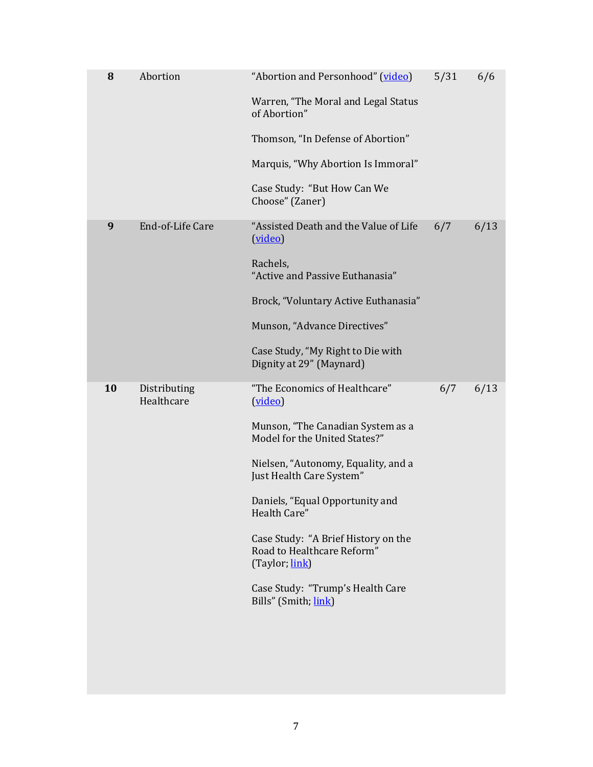| | | | | |
|---|---|---|---|---|
| **8** | Abortion | "Abortion and Personhood" (video)<br><br>Warren, "The Moral and Legal Status of Abortion"<br><br>Thomson, "In Defense of Abortion"<br><br>Marquis, "Why Abortion Is Immoral"<br><br>Case Study: "But How Can We Choose" (Zaner) | 5/31 | 6/6 |
| **9** | End-of-Life Care | "Assisted Death and the Value of Life (video)<br><br>Rachels, "Active and Passive Euthanasia"<br><br>Brock, "Voluntary Active Euthanasia"<br><br>Munson, "Advance Directives"<br><br>Case Study, "My Right to Die with Dignity at 29" (Maynard) | 6/7 | 6/13 |
| **10** | Distributing Healthcare | "The Economics of Healthcare" (video)<br><br>Munson, "The Canadian System as a Model for the United States?"<br><br>Nielsen, "Autonomy, Equality, and a Just Health Care System"<br><br>Daniels, "Equal Opportunity and Health Care"<br><br>Case Study: "A Brief History on the Road to Healthcare Reform" (Taylor; link)<br><br>Case Study: "Trump's Health Care Bills" (Smith; link) | 6/7 | 6/13 |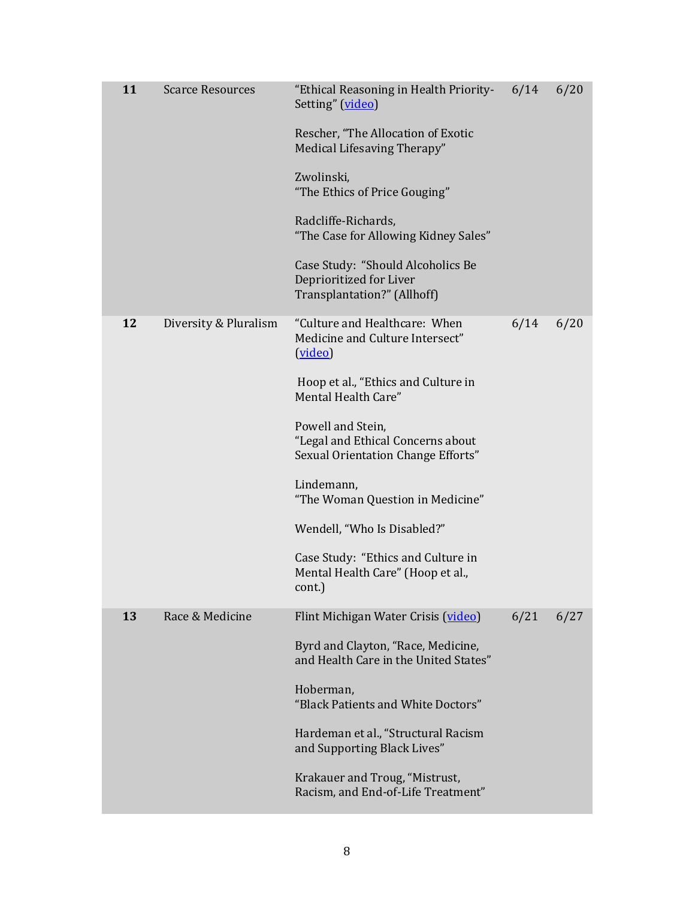| 11 | Scarce Resources | "Ethical Reasoning in Health Priority-Setting" (video)<br><br>Rescher, "The Allocation of Exotic Medical Lifesaving Therapy"<br><br>Zwolinski, "The Ethics of Price Gouging"<br><br>Radcliffe-Richards, "The Case for Allowing Kidney Sales"<br><br>Case Study: "Should Alcoholics Be Deprioritized for Liver Transplantation?" (Allhoff) | 6/14 | 6/20 |
|---|---|---|---|---|
| **12** | Diversity & Pluralism | "Culture and Healthcare: When Medicine and Culture Intersect" (video)<br><br>Hoop et al., "Ethics and Culture in Mental Health Care"<br><br>Powell and Stein, "Legal and Ethical Concerns about Sexual Orientation Change Efforts"<br><br>Lindemann, "The Woman Question in Medicine"<br><br>Wendell, "Who Is Disabled?"<br><br>Case Study: "Ethics and Culture in Mental Health Care" (Hoop et al., cont.) | 6/14 | 6/20 |
| **13** | Race & Medicine | Flint Michigan Water Crisis (video)<br><br>Byrd and Clayton, "Race, Medicine, and Health Care in the United States"<br><br>Hoberman, "Black Patients and White Doctors"<br><br>Hardeman et al., "Structural Racism and Supporting Black Lives"<br><br>Krakauer and Troug, "Mistrust, Racism, and End-of-Life Treatment" | 6/21 | 6/27 |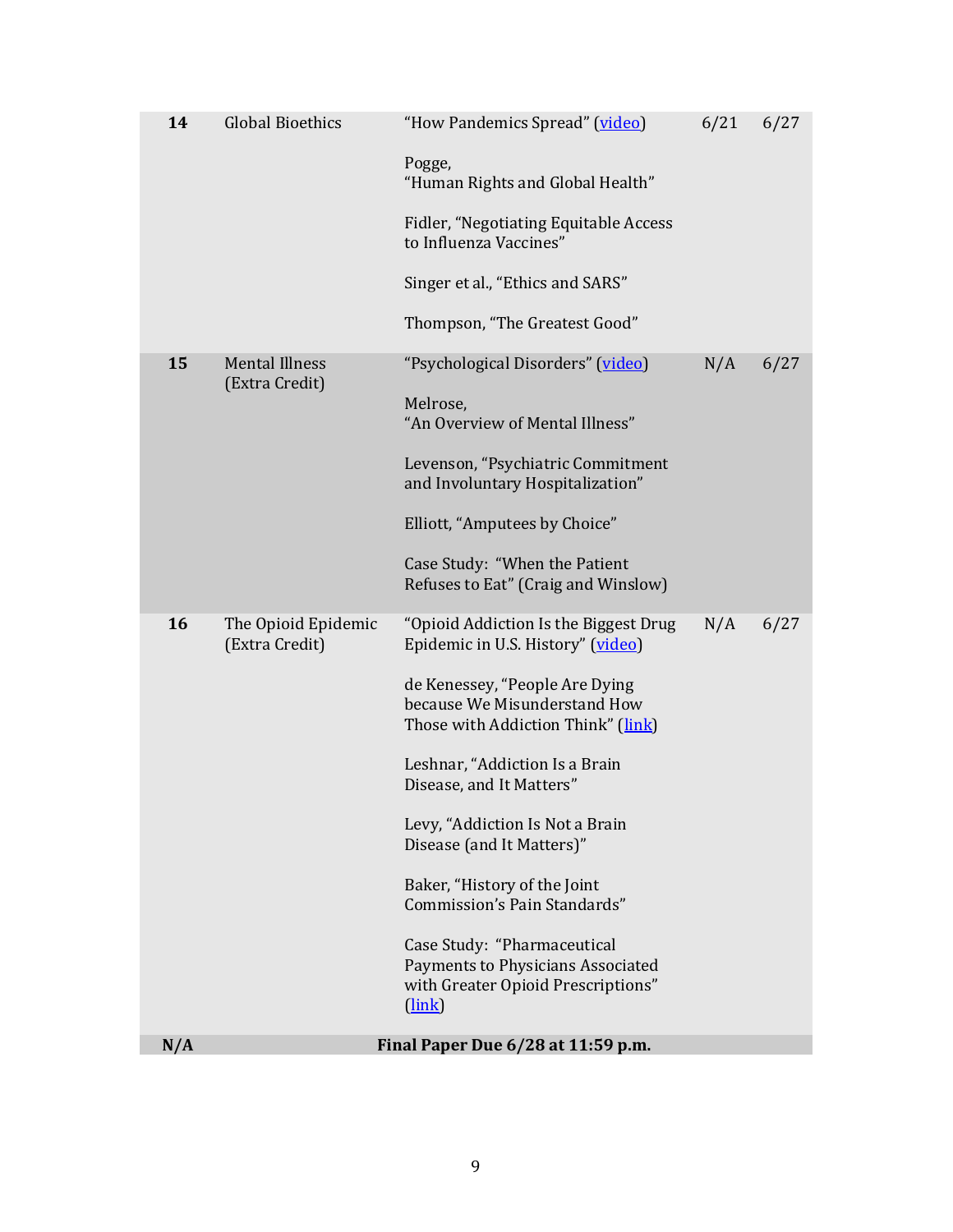| | | | | |
|---|---|---|---|---|
| **14** | Global Bioethics | "How Pandemics Spread" (video)<br><br>Pogge, "Human Rights and Global Health"<br><br>Fidler, "Negotiating Equitable Access to Influenza Vaccines"<br><br>Singer et al., "Ethics and SARS"<br><br>Thompson, "The Greatest Good" | 6/21 | 6/27 |
| **15** | Mental Illness (Extra Credit) | "Psychological Disorders" (video)<br><br>Melrose, "An Overview of Mental Illness"<br><br>Levenson, "Psychiatric Commitment and Involuntary Hospitalization"<br><br>Elliott, "Amputees by Choice"<br><br>Case Study: "When the Patient Refuses to Eat" (Craig and Winslow) | N/A | 6/27 |
| **16** | The Opioid Epidemic (Extra Credit) | "Opioid Addiction Is the Biggest Drug Epidemic in U.S. History" (video)<br><br>de Kenessey, "People Are Dying because We Misunderstand How Those with Addiction Think" (link)<br><br>Leshnar, "Addiction Is a Brain Disease, and It Matters"<br><br>Levy, "Addiction Is Not a Brain Disease (and It Matters)"<br><br>Baker, "History of the Joint Commission's Pain Standards"<br><br>Case Study: "Pharmaceutical Payments to Physicians Associated with Greater Opioid Prescriptions" (link) | N/A | 6/27 |
| **N/A** | **Final Paper Due 6/28 at 11:59 p.m.** | | | |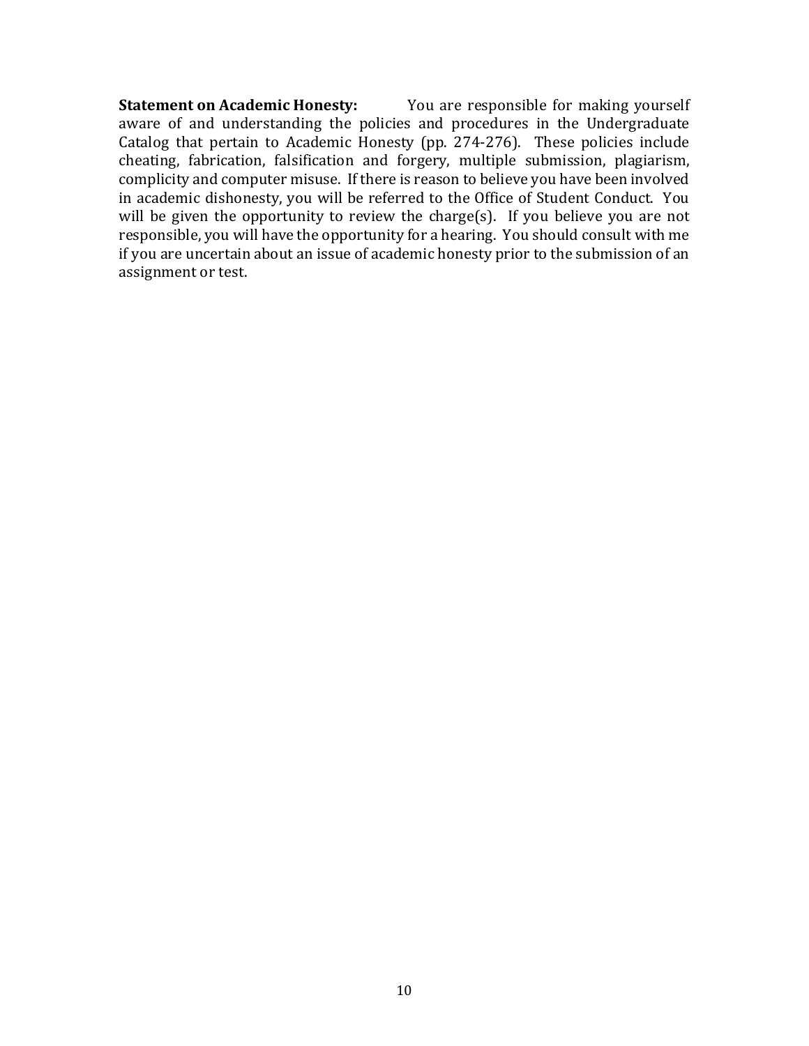**Statement on Academic Honesty:** You are responsible for making yourself aware of and understanding the policies and procedures in the Undergraduate Catalog that pertain to Academic Honesty (pp. 274-276). These policies include cheating, fabrication, falsification and forgery, multiple submission, plagiarism, complicity and computer misuse. If there is reason to believe you have been involved in academic dishonesty, you will be referred to the Office of Student Conduct. You will be given the opportunity to review the charge(s). If you believe you are not responsible, you will have the opportunity for a hearing. You should consult with me if you are uncertain about an issue of academic honesty prior to the submission of an assignment or test.